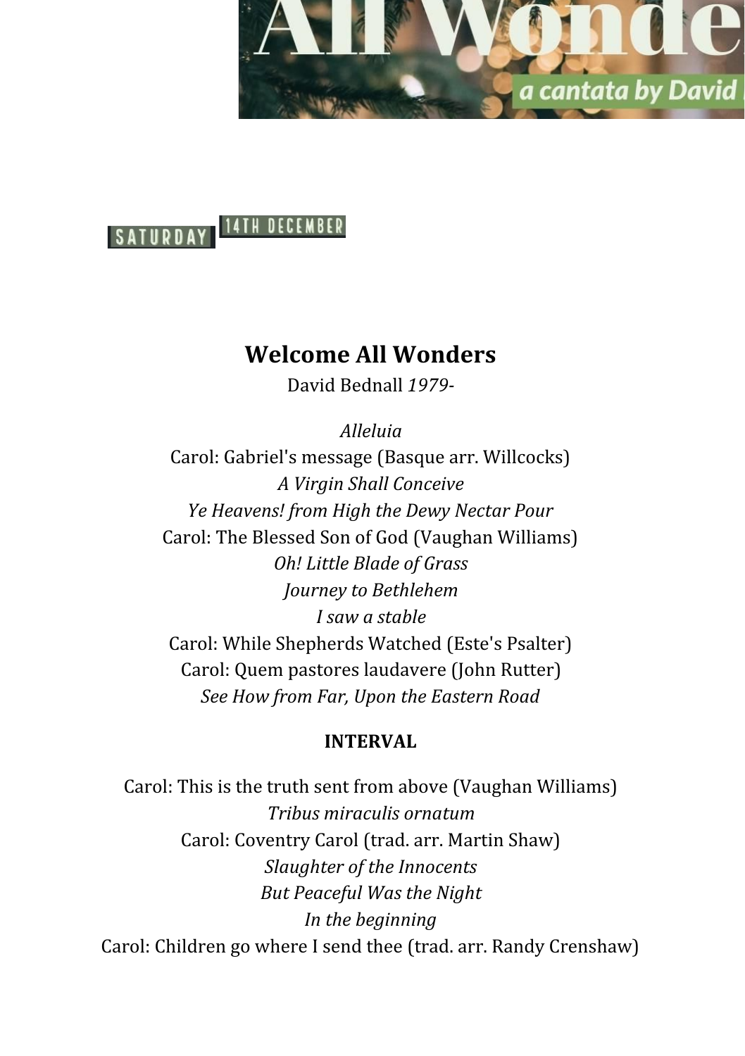SATURDAY 14TH DECEMBER

# Welcome All Wonders

David Bednall *1979-*

*Alleluia*
Carol: Gabriel's message (Basque arr. Willcocks)
*A Virgin Shall Conceive*
*Ye Heavens! from High the Dewy Nectar Pour*
Carol: The Blessed Son of God (Vaughan Williams)
*Oh! Little Blade of Grass*
*Journey to Bethlehem*
*I saw a stable*
Carol: While Shepherds Watched (Este's Psalter)
Carol: Quem pastores laudavere (John Rutter)
*See How from Far, Upon the Eastern Road*

**INTERVAL**

Carol: This is the truth sent from above (Vaughan Williams)
*Tribus miraculis ornatum*
Carol: Coventry Carol (trad. arr. Martin Shaw)
*Slaughter of the Innocents*
*But Peaceful Was the Night*
*In the beginning*
Carol: Children go where I send thee (trad. arr. Randy Crenshaw)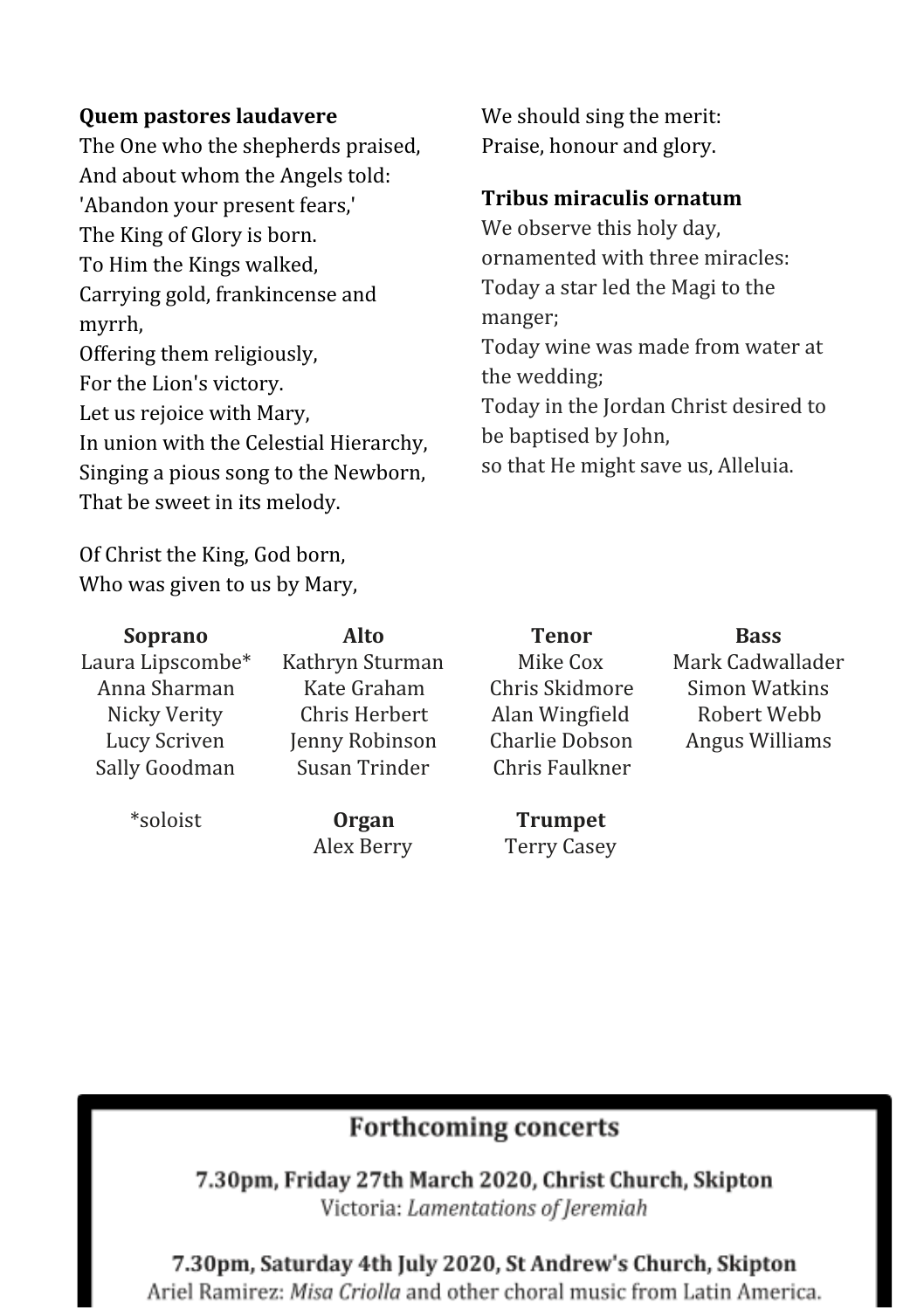**Quem pastores laudavere**
The One who the shepherds praised,
And about whom the Angels told:
'Abandon your present fears,'
The King of Glory is born.
To Him the Kings walked,
Carrying gold, frankincense and myrrh,
Offering them religiously,
For the Lion's victory.
Let us rejoice with Mary,
In union with the Celestial Hierarchy,
Singing a pious song to the Newborn,
That be sweet in its melody.

Of Christ the King, God born,
Who was given to us by Mary,
We should sing the merit:
Praise, honour and glory.

**Tribus miraculis ornatum**
We observe this holy day,
ornamented with three miracles:
Today a star led the Magi to the manger;
Today wine was made from water at the wedding;
Today in the Jordan Christ desired to be baptised by John,
so that He might save us, Alleluia.

| Soprano | Alto | Tenor | Bass |
|---|---|---|---|
| Laura Lipscombe* | Kathryn Sturman | Mike Cox | Mark Cadwallader |
| Anna Sharman | Kate Graham | Chris Skidmore | Simon Watkins |
| Nicky Verity | Chris Herbert | Alan Wingfield | Robert Webb |
| Lucy Scriven | Jenny Robinson | Charlie Dobson | Angus Williams |
| Sally Goodman | Susan Trinder | Chris Faulkner | |

*soloist

**Organ**
Alex Berry

**Trumpet**
Terry Casey

## Forthcoming concerts

**7.30pm, Friday 27th March 2020, Christ Church, Skipton**
Victoria: *Lamentations of Jeremiah*

**7.30pm, Saturday 4th July 2020, St Andrew's Church, Skipton**
Ariel Ramirez: *Misa Criolla* and other choral music from Latin America.